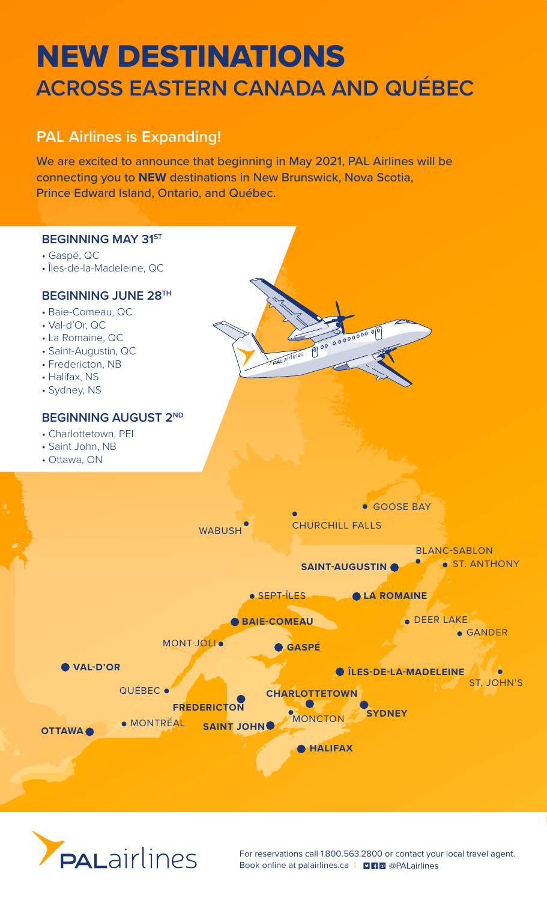# NEW DESTINATIONS
## ACROSS EASTERN CANADA AND QUÉBEC

### PAL Airlines is Expanding!

We are excited to announce that beginning in May 2021, PAL Airlines will be connecting you to **NEW** destinations in New Brunswick, Nova Scotia, Prince Edward Island, Ontario, and Québec.

**BEGINNING MAY 31ST**

- Gaspé, QC
- Îles-de-la-Madeleine, QC

**BEGINNING JUNE 28TH**

- Baie-Comeau, QC
- Val-d'Or, QC
- La Romaine, QC
- Saint-Augustin, QC
- Fredericton, NB
- Halifax, NS
- Sydney, NS

**BEGINNING AUGUST 2ND**

- Charlottetown, PEI
- Saint John, NB
- Ottawa, ON

GOOSE BAY
WABUSH
CHURCHILL FALLS
BLANC-SABLON
**SAINT-AUGUSTIN**
ST. ANTHONY
SEPT-ÎLES
**LA ROMAINE**
**BAIE-COMEAU**
DEER LAKE
GANDER
MONT-JOLI
**GASPÉ**
**VAL-D'OR**
**ÎLES-DE-LA-MADELEINE**
ST. JOHN'S
QUÉBEC
**CHARLOTTETOWN**
**FREDERICTON**
**SYDNEY**
MONTRÉAL
**SAINT JOHN**
MONCTON
**OTTAWA**
**HALIFAX**

PALairlines

For reservations call 1.800.563.2800 or contact your local travel agent.
Book online at palairlines.ca | @PALairlines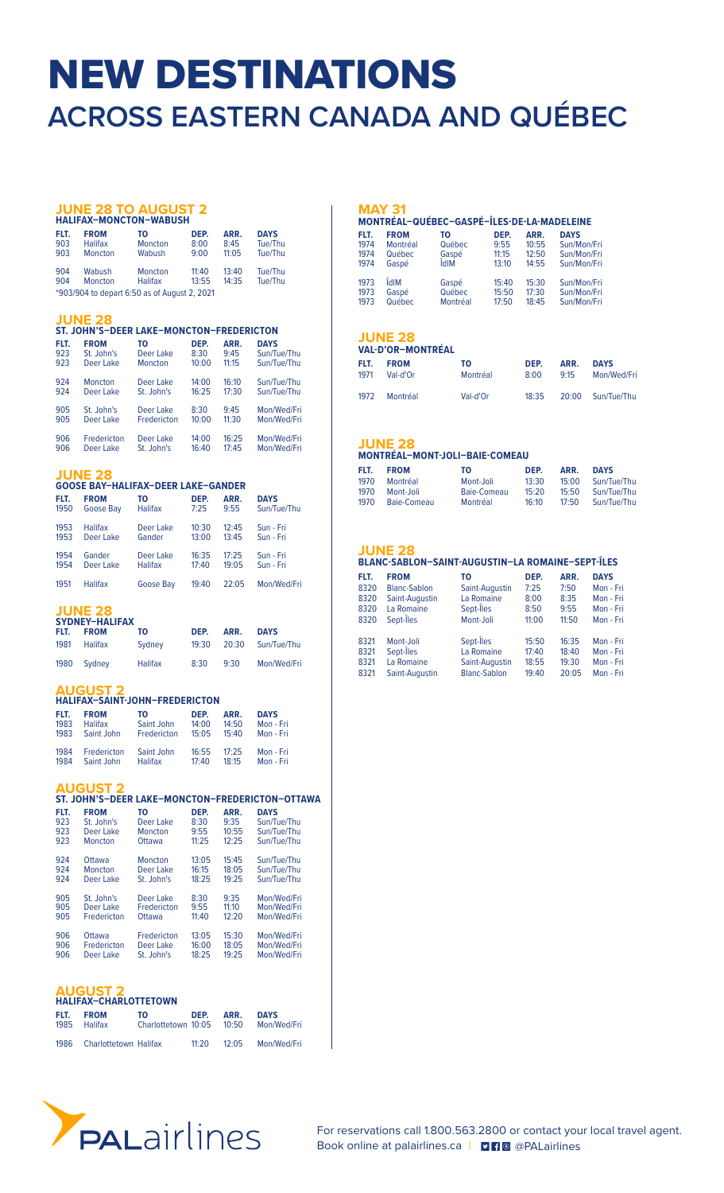# NEW DESTINATIONS
## ACROSS EASTERN CANADA AND QUÉBEC

### JUNE 28 TO AUGUST 2
#### HALIFAX–MONCTON–WABUSH

| FLT. | FROM | TO | DEP. | ARR. | DAYS |
|---|---|---|---|---|---|
| 903 | Halifax | Moncton | 8:00 | 8:45 | Tue/Thu |
| 903 | Moncton | Wabush | 9:00 | 11:05 | Tue/Thu |
| 904 | Wabush | Moncton | 11:40 | 13:40 | Tue/Thu |
| 904 | Moncton | Halifax | 13:55 | 14:35 | Tue/Thu |

*903/904 to depart 6:50 as of August 2, 2021

### JUNE 28
#### ST. JOHN'S–DEER LAKE–MONCTON–FREDERICTON

| FLT. | FROM | TO | DEP. | ARR. | DAYS |
|---|---|---|---|---|---|
| 923 | St. John's | Deer Lake | 8:30 | 9:45 | Sun/Tue/Thu |
| 923 | Deer Lake | Moncton | 10:00 | 11:15 | Sun/Tue/Thu |
| 924 | Moncton | Deer Lake | 14:00 | 16:10 | Sun/Tue/Thu |
| 924 | Deer Lake | St. John's | 16:25 | 17:30 | Sun/Tue/Thu |
| 905 | St. John's | Deer Lake | 8:30 | 9:45 | Mon/Wed/Fri |
| 905 | Deer Lake | Fredericton | 10:00 | 11:30 | Mon/Wed/Fri |
| 906 | Fredericton | Deer Lake | 14:00 | 16:25 | Mon/Wed/Fri |
| 906 | Deer Lake | St. John's | 16:40 | 17:45 | Mon/Wed/Fri |

### JUNE 28
#### GOOSE BAY–HALIFAX–DEER LAKE–GANDER

| FLT. | FROM | TO | DEP. | ARR. | DAYS |
|---|---|---|---|---|---|
| 1950 | Goose Bay | Halifax | 7:25 | 9:55 | Sun/Tue/Thu |
| 1953 | Halifax | Deer Lake | 10:30 | 12:45 | Sun - Fri |
| 1953 | Deer Lake | Gander | 13:00 | 13:45 | Sun - Fri |
| 1954 | Gander | Deer Lake | 16:35 | 17:25 | Sun - Fri |
| 1954 | Deer Lake | Halifax | 17:40 | 19:05 | Sun - Fri |
| 1951 | Halifax | Goose Bay | 19:40 | 22:05 | Mon/Wed/Fri |

### JUNE 28
#### SYDNEY–HALIFAX

| FLT. | FROM | TO | DEP. | ARR. | DAYS |
|---|---|---|---|---|---|
| 1981 | Halifax | Sydney | 19:30 | 20:30 | Sun/Tue/Thu |
| 1980 | Sydney | Halifax | 8:30 | 9:30 | Mon/Wed/Fri |

### AUGUST 2
#### HALIFAX–SAINT-JOHN–FREDERICTON

| FLT. | FROM | TO | DEP. | ARR. | DAYS |
|---|---|---|---|---|---|
| 1983 | Halifax | Saint John | 14:00 | 14:50 | Mon - Fri |
| 1983 | Saint John | Fredericton | 15:05 | 15:40 | Mon - Fri |
| 1984 | Fredericton | Saint John | 16:55 | 17:25 | Mon - Fri |
| 1984 | Saint John | Halifax | 17:40 | 18:15 | Mon - Fri |

### AUGUST 2
#### ST. JOHN'S–DEER LAKE–MONCTON–FREDERICTON–OTTAWA

| FLT. | FROM | TO | DEP. | ARR. | DAYS |
|---|---|---|---|---|---|
| 923 | St. John's | Deer Lake | 8:30 | 9:35 | Sun/Tue/Thu |
| 923 | Deer Lake | Moncton | 9:55 | 10:55 | Sun/Tue/Thu |
| 923 | Moncton | Ottawa | 11:25 | 12:25 | Sun/Tue/Thu |
| 924 | Ottawa | Moncton | 13:05 | 15:45 | Sun/Tue/Thu |
| 924 | Moncton | Deer Lake | 16:15 | 18:05 | Sun/Tue/Thu |
| 924 | Deer Lake | St. John's | 18:25 | 19:25 | Sun/Tue/Thu |
| 905 | St. John's | Deer Lake | 8:30 | 9:35 | Mon/Wed/Fri |
| 905 | Deer Lake | Fredericton | 9:55 | 11:10 | Mon/Wed/Fri |
| 905 | Fredericton | Ottawa | 11:40 | 12:20 | Mon/Wed/Fri |
| 906 | Ottawa | Fredericton | 13:05 | 15:30 | Mon/Wed/Fri |
| 906 | Fredericton | Deer Lake | 16:00 | 18:05 | Mon/Wed/Fri |
| 906 | Deer Lake | St. John's | 18:25 | 19:25 | Mon/Wed/Fri |

### AUGUST 2
#### HALIFAX–CHARLOTTETOWN

| FLT. | FROM | TO | DEP. | ARR. | DAYS |
|---|---|---|---|---|---|
| 1985 | Halifax | Charlottetown | 10:05 | 10:50 | Mon/Wed/Fri |
| 1986 | Charlottetown | Halifax | 11:20 | 12:05 | Mon/Wed/Fri |

### MAY 31
#### MONTRÉAL–QUÉBEC–GASPÉ–ÎLES-DE-LA-MADELEINE

| FLT. | FROM | TO | DEP. | ARR. | DAYS |
|---|---|---|---|---|---|
| 1974 | Montréal | Québec | 9:55 | 10:55 | Sun/Mon/Fri |
| 1974 | Québec | Gaspé | 11:15 | 12:50 | Sun/Mon/Fri |
| 1974 | Gaspé | ÎdlM | 13:10 | 14:55 | Sun/Mon/Fri |
| 1973 | ÎdlM | Gaspé | 15:40 | 15:30 | Sun/Mon/Fri |
| 1973 | Gaspé | Québec | 15:50 | 17:30 | Sun/Mon/Fri |
| 1973 | Québec | Montréal | 17:50 | 18:45 | Sun/Mon/Fri |

### JUNE 28
#### VAL-D'OR–MONTRÉAL

| FLT. | FROM | TO | DEP. | ARR. | DAYS |
|---|---|---|---|---|---|
| 1971 | Val-d'Or | Montréal | 8:00 | 9:15 | Mon/Wed/Fri |
| 1972 | Montréal | Val-d'Or | 18:35 | 20:00 | Sun/Tue/Thu |

### JUNE 28
#### MONTRÉAL–MONT-JOLI–BAIE-COMEAU

| FLT. | FROM | TO | DEP. | ARR. | DAYS |
|---|---|---|---|---|---|
| 1970 | Montréal | Mont-Joli | 13:30 | 15:00 | Sun/Tue/Thu |
| 1970 | Mont-Joli | Baie-Comeau | 15:20 | 15:50 | Sun/Tue/Thu |
| 1970 | Baie-Comeau | Montréal | 16:10 | 17:50 | Sun/Tue/Thu |

### JUNE 28
#### BLANC-SABLON–SAINT-AUGUSTIN–LA ROMAINE–SEPT-ÎLES

| FLT. | FROM | TO | DEP. | ARR. | DAYS |
|---|---|---|---|---|---|
| 8320 | Blanc-Sablon | Saint-Augustin | 7:25 | 7:50 | Mon - Fri |
| 8320 | Saint-Augustin | La Romaine | 8:00 | 8:35 | Mon - Fri |
| 8320 | La Romaine | Sept-Îles | 8:50 | 9:55 | Mon - Fri |
| 8320 | Sept-Îles | Mont-Joli | 11:00 | 11:50 | Mon - Fri |
| 8321 | Mont-Joli | Sept-Îles | 15:50 | 16:35 | Mon - Fri |
| 8321 | Sept-Îles | La Romaine | 17:40 | 18:40 | Mon - Fri |
| 8321 | La Romaine | Saint-Augustin | 18:55 | 19:30 | Mon - Fri |
| 8321 | Saint-Augustin | Blanc-Sablon | 19:40 | 20:05 | Mon - Fri |

PALairlines

For reservations call 1.800.563.2800 or contact your local travel agent.
Book online at palairlines.ca | @PALairlines